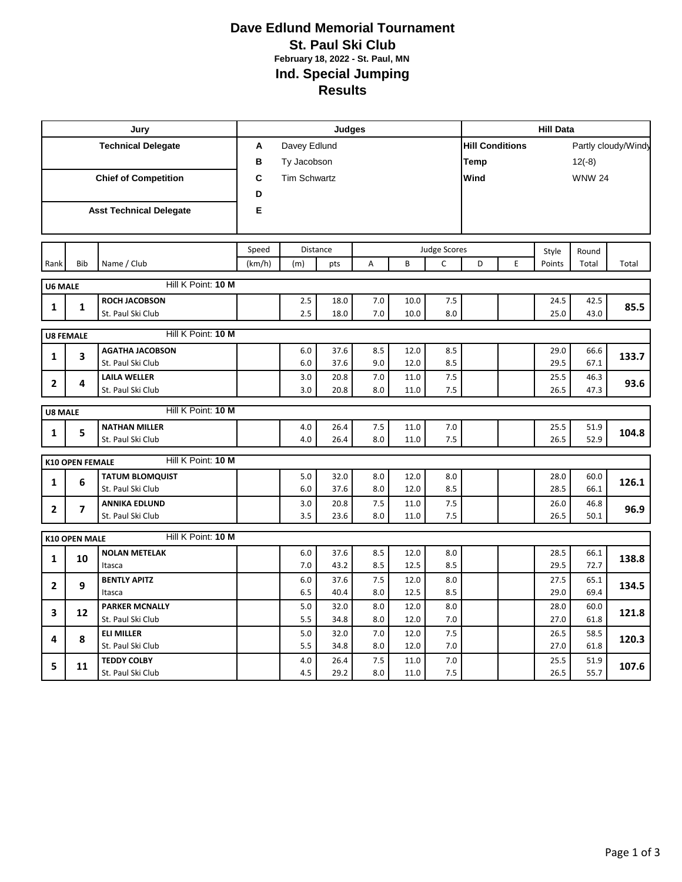# Dave Edlund Memorial Tournament

## St. Paul Ski Club

**February 18, 2022 - St. Paul, MN**

## Ind. Special Jumping

## Results

| Jury | Judges | | Hill Data | |
|---|---|---|---|---|
| **Technical Delegate** | **A** | Davey Edlund | **Hill Conditions** | Partly cloudy/Windy |
| | **B** | Ty Jacobson | **Temp** | 12(-8) |
| **Chief of Competition** | **C** | Tim Schwartz | **Wind** | WNW 24 |
| | **D** | | | |
| **Asst Technical Delegate** | **E** | | | |

| Rank | Bib | Name / Club | Speed (km/h) | Distance (m) | Distance pts | A | B | C | D | E | Style Points | Round Total | Total |
|---|---|---|---|---|---|---|---|---|---|---|---|---|---|
| **U6 MALE** | | Hill K Point: **10 M** | | | | | | | | | | | |
| 1 | 1 | **ROCH JACOBSON** | | 2.5 | 18.0 | 7.0 | 10.0 | 7.5 | | | 24.5 | 42.5 | **85.5** |
| | | St. Paul Ski Club | | 2.5 | 18.0 | 7.0 | 10.0 | 8.0 | | | 25.0 | 43.0 | |
| **U8 FEMALE** | | Hill K Point: **10 M** | | | | | | | | | | | |
| 1 | 3 | **AGATHA JACOBSON** | | 6.0 | 37.6 | 8.5 | 12.0 | 8.5 | | | 29.0 | 66.6 | **133.7** |
| | | St. Paul Ski Club | | 6.0 | 37.6 | 9.0 | 12.0 | 8.5 | | | 29.5 | 67.1 | |
| 2 | 4 | **LAILA WELLER** | | 3.0 | 20.8 | 7.0 | 11.0 | 7.5 | | | 25.5 | 46.3 | **93.6** |
| | | St. Paul Ski Club | | 3.0 | 20.8 | 8.0 | 11.0 | 7.5 | | | 26.5 | 47.3 | |
| **U8 MALE** | | Hill K Point: **10 M** | | | | | | | | | | | |
| 1 | 5 | **NATHAN MILLER** | | 4.0 | 26.4 | 7.5 | 11.0 | 7.0 | | | 25.5 | 51.9 | **104.8** |
| | | St. Paul Ski Club | | 4.0 | 26.4 | 8.0 | 11.0 | 7.5 | | | 26.5 | 52.9 | |
| **K10 OPEN FEMALE** | | Hill K Point: **10 M** | | | | | | | | | | | |
| 1 | 6 | **TATUM BLOMQUIST** | | 5.0 | 32.0 | 8.0 | 12.0 | 8.0 | | | 28.0 | 60.0 | **126.1** |
| | | St. Paul Ski Club | | 6.0 | 37.6 | 8.0 | 12.0 | 8.5 | | | 28.5 | 66.1 | |
| 2 | 7 | **ANNIKA EDLUND** | | 3.0 | 20.8 | 7.5 | 11.0 | 7.5 | | | 26.0 | 46.8 | **96.9** |
| | | St. Paul Ski Club | | 3.5 | 23.6 | 8.0 | 11.0 | 7.5 | | | 26.5 | 50.1 | |
| **K10 OPEN MALE** | | Hill K Point: **10 M** | | | | | | | | | | | |
| 1 | 10 | **NOLAN METELAK** | | 6.0 | 37.6 | 8.5 | 12.0 | 8.0 | | | 28.5 | 66.1 | **138.8** |
| | | Itasca | | 7.0 | 43.2 | 8.5 | 12.5 | 8.5 | | | 29.5 | 72.7 | |
| 2 | 9 | **BENTLY APITZ** | | 6.0 | 37.6 | 7.5 | 12.0 | 8.0 | | | 27.5 | 65.1 | **134.5** |
| | | Itasca | | 6.5 | 40.4 | 8.0 | 12.5 | 8.5 | | | 29.0 | 69.4 | |
| 3 | 12 | **PARKER MCNALLY** | | 5.0 | 32.0 | 8.0 | 12.0 | 8.0 | | | 28.0 | 60.0 | **121.8** |
| | | St. Paul Ski Club | | 5.5 | 34.8 | 8.0 | 12.0 | 7.0 | | | 27.0 | 61.8 | |
| 4 | 8 | **ELI MILLER** | | 5.0 | 32.0 | 7.0 | 12.0 | 7.5 | | | 26.5 | 58.5 | **120.3** |
| | | St. Paul Ski Club | | 5.5 | 34.8 | 8.0 | 12.0 | 7.0 | | | 27.0 | 61.8 | |
| 5 | 11 | **TEDDY COLBY** | | 4.0 | 26.4 | 7.5 | 11.0 | 7.0 | | | 25.5 | 51.9 | **107.6** |
| | | St. Paul Ski Club | | 4.5 | 29.2 | 8.0 | 11.0 | 7.5 | | | 26.5 | 55.7 | |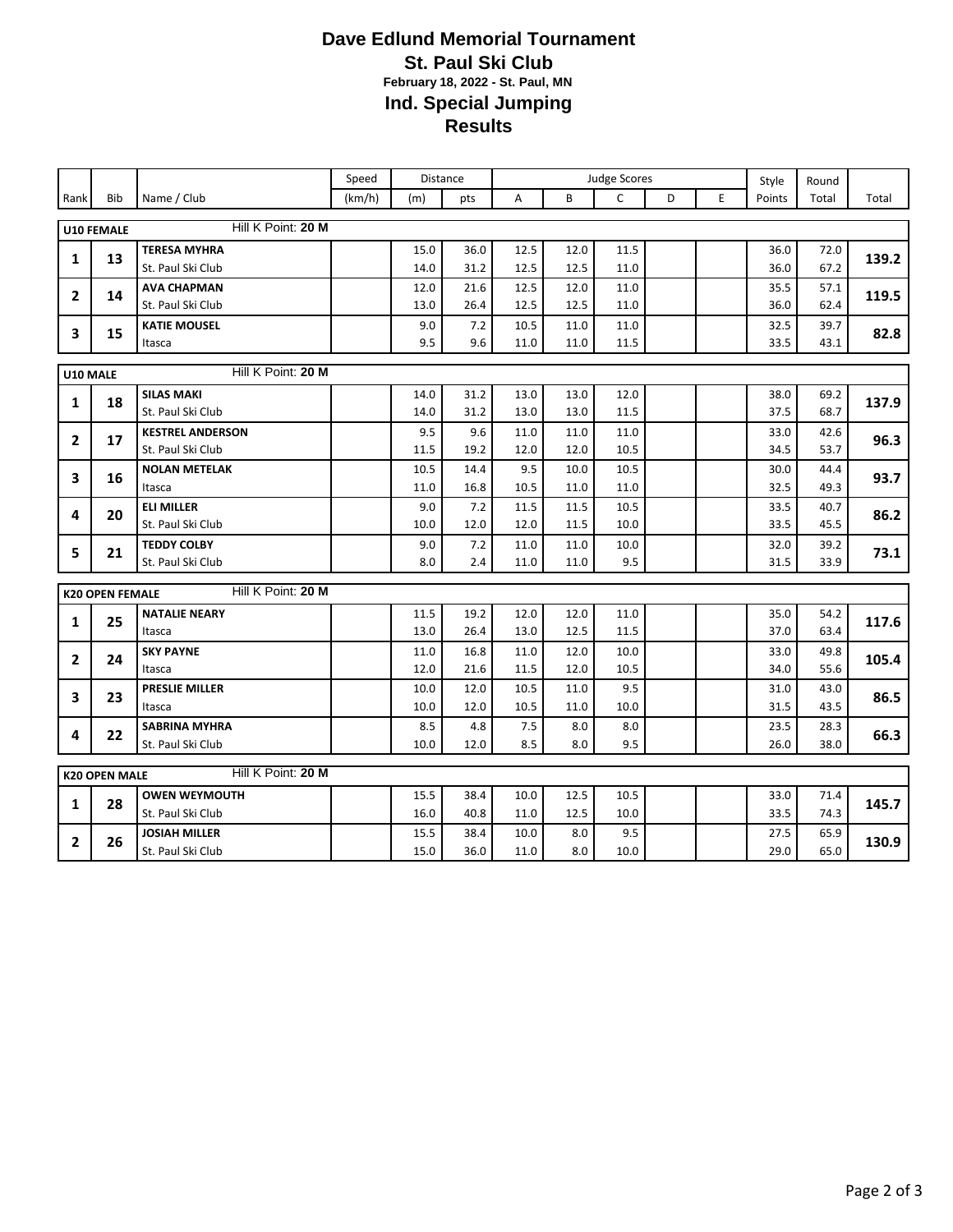# Dave Edlund Memorial Tournament

## St. Paul Ski Club

**February 18, 2022 - St. Paul, MN**

## Ind. Special Jumping

## Results

| Rank | Bib | Name / Club | Speed (km/h) | Distance (m) | Distance pts | A | B | C | D | E | Style Points | Round Total | Total |
|---|---|---|---|---|---|---|---|---|---|---|---|---|---|
| **U10 FEMALE** | | Hill K Point: **20 M** | | | | | | | | | | | |
| **1** | **13** | **TERESA MYHRA** | | 15.0 | 36.0 | 12.5 | 12.0 | 11.5 | | | 36.0 | 72.0 | **139.2** |
| | | St. Paul Ski Club | | 14.0 | 31.2 | 12.5 | 12.5 | 11.0 | | | 36.0 | 67.2 | |
| **2** | **14** | **AVA CHAPMAN** | | 12.0 | 21.6 | 12.5 | 12.0 | 11.0 | | | 35.5 | 57.1 | **119.5** |
| | | St. Paul Ski Club | | 13.0 | 26.4 | 12.5 | 12.5 | 11.0 | | | 36.0 | 62.4 | |
| **3** | **15** | **KATIE MOUSEL** | | 9.0 | 7.2 | 10.5 | 11.0 | 11.0 | | | 32.5 | 39.7 | **82.8** |
| | | Itasca | | 9.5 | 9.6 | 11.0 | 11.0 | 11.5 | | | 33.5 | 43.1 | |
| **U10 MALE** | | Hill K Point: **20 M** | | | | | | | | | | | |
| **1** | **18** | **SILAS MAKI** | | 14.0 | 31.2 | 13.0 | 13.0 | 12.0 | | | 38.0 | 69.2 | **137.9** |
| | | St. Paul Ski Club | | 14.0 | 31.2 | 13.0 | 13.0 | 11.5 | | | 37.5 | 68.7 | |
| **2** | **17** | **KESTREL ANDERSON** | | 9.5 | 9.6 | 11.0 | 11.0 | 11.0 | | | 33.0 | 42.6 | **96.3** |
| | | St. Paul Ski Club | | 11.5 | 19.2 | 12.0 | 12.0 | 10.5 | | | 34.5 | 53.7 | |
| **3** | **16** | **NOLAN METELAK** | | 10.5 | 14.4 | 9.5 | 10.0 | 10.5 | | | 30.0 | 44.4 | **93.7** |
| | | Itasca | | 11.0 | 16.8 | 10.5 | 11.0 | 11.0 | | | 32.5 | 49.3 | |
| **4** | **20** | **ELI MILLER** | | 9.0 | 7.2 | 11.5 | 11.5 | 10.5 | | | 33.5 | 40.7 | **86.2** |
| | | St. Paul Ski Club | | 10.0 | 12.0 | 12.0 | 11.5 | 10.0 | | | 33.5 | 45.5 | |
| **5** | **21** | **TEDDY COLBY** | | 9.0 | 7.2 | 11.0 | 11.0 | 10.0 | | | 32.0 | 39.2 | **73.1** |
| | | St. Paul Ski Club | | 8.0 | 2.4 | 11.0 | 11.0 | 9.5 | | | 31.5 | 33.9 | |
| **K20 OPEN FEMALE** | | Hill K Point: **20 M** | | | | | | | | | | | |
| **1** | **25** | **NATALIE NEARY** | | 11.5 | 19.2 | 12.0 | 12.0 | 11.0 | | | 35.0 | 54.2 | **117.6** |
| | | Itasca | | 13.0 | 26.4 | 13.0 | 12.5 | 11.5 | | | 37.0 | 63.4 | |
| **2** | **24** | **SKY PAYNE** | | 11.0 | 16.8 | 11.0 | 12.0 | 10.0 | | | 33.0 | 49.8 | **105.4** |
| | | Itasca | | 12.0 | 21.6 | 11.5 | 12.0 | 10.5 | | | 34.0 | 55.6 | |
| **3** | **23** | **PRESLIE MILLER** | | 10.0 | 12.0 | 10.5 | 11.0 | 9.5 | | | 31.0 | 43.0 | **86.5** |
| | | Itasca | | 10.0 | 12.0 | 10.5 | 11.0 | 10.0 | | | 31.5 | 43.5 | |
| **4** | **22** | **SABRINA MYHRA** | | 8.5 | 4.8 | 7.5 | 8.0 | 8.0 | | | 23.5 | 28.3 | **66.3** |
| | | St. Paul Ski Club | | 10.0 | 12.0 | 8.5 | 8.0 | 9.5 | | | 26.0 | 38.0 | |
| **K20 OPEN MALE** | | Hill K Point: **20 M** | | | | | | | | | | | |
| **1** | **28** | **OWEN WEYMOUTH** | | 15.5 | 38.4 | 10.0 | 12.5 | 10.5 | | | 33.0 | 71.4 | **145.7** |
| | | St. Paul Ski Club | | 16.0 | 40.8 | 11.0 | 12.5 | 10.0 | | | 33.5 | 74.3 | |
| **2** | **26** | **JOSIAH MILLER** | | 15.5 | 38.4 | 10.0 | 8.0 | 9.5 | | | 27.5 | 65.9 | **130.9** |
| | | St. Paul Ski Club | | 15.0 | 36.0 | 11.0 | 8.0 | 10.0 | | | 29.0 | 65.0 | |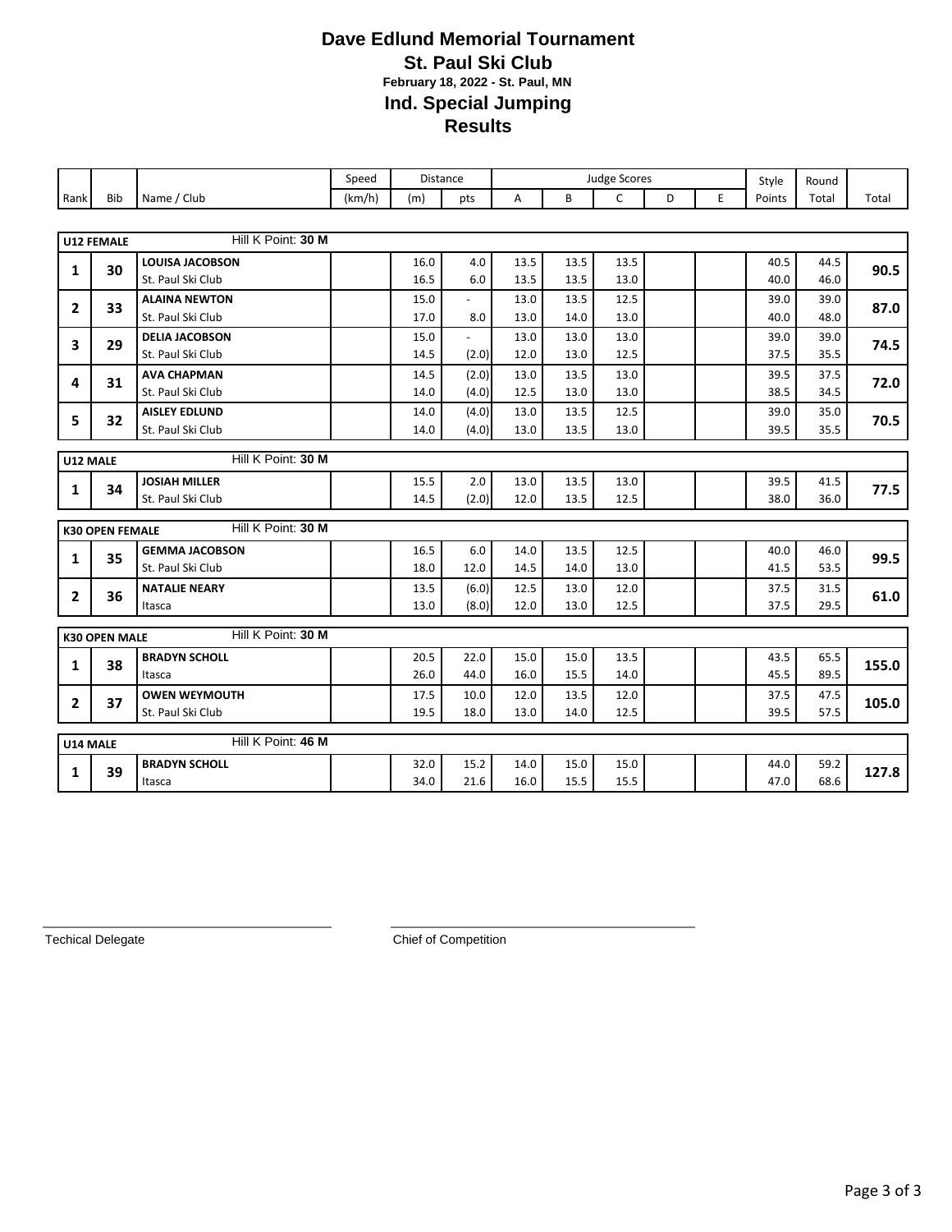# Dave Edlund Memorial Tournament

## St. Paul Ski Club

**February 18, 2022 - St. Paul, MN**

## Ind. Special Jumping

## Results

| Rank | Bib | Name / Club | Speed (km/h) | Distance (m) | Distance pts | Judge A | Judge B | Judge C | Judge D | Judge E | Style Points | Round Total | Total |
|---|---|---|---|---|---|---|---|---|---|---|---|---|---|
| **U12 FEMALE** | | Hill K Point: **30 M** | | | | | | | | | | | |
| 1 | 30 | **LOUISA JACOBSON** | | 16.0 | 4.0 | 13.5 | 13.5 | 13.5 | | | 40.5 | 44.5 | 90.5 |
| | | St. Paul Ski Club | | 16.5 | 6.0 | 13.5 | 13.5 | 13.0 | | | 40.0 | 46.0 | |
| 2 | 33 | **ALAINA NEWTON** | | 15.0 | - | 13.0 | 13.5 | 12.5 | | | 39.0 | 39.0 | 87.0 |
| | | St. Paul Ski Club | | 17.0 | 8.0 | 13.0 | 14.0 | 13.0 | | | 40.0 | 48.0 | |
| 3 | 29 | **DELIA JACOBSON** | | 15.0 | - | 13.0 | 13.0 | 13.0 | | | 39.0 | 39.0 | 74.5 |
| | | St. Paul Ski Club | | 14.5 | (2.0) | 12.0 | 13.0 | 12.5 | | | 37.5 | 35.5 | |
| 4 | 31 | **AVA CHAPMAN** | | 14.5 | (2.0) | 13.0 | 13.5 | 13.0 | | | 39.5 | 37.5 | 72.0 |
| | | St. Paul Ski Club | | 14.0 | (4.0) | 12.5 | 13.0 | 13.0 | | | 38.5 | 34.5 | |
| 5 | 32 | **AISLEY EDLUND** | | 14.0 | (4.0) | 13.0 | 13.5 | 12.5 | | | 39.0 | 35.0 | 70.5 |
| | | St. Paul Ski Club | | 14.0 | (4.0) | 13.0 | 13.5 | 13.0 | | | 39.5 | 35.5 | |
| **U12 MALE** | | Hill K Point: **30 M** | | | | | | | | | | | |
| 1 | 34 | **JOSIAH MILLER** | | 15.5 | 2.0 | 13.0 | 13.5 | 13.0 | | | 39.5 | 41.5 | 77.5 |
| | | St. Paul Ski Club | | 14.5 | (2.0) | 12.0 | 13.5 | 12.5 | | | 38.0 | 36.0 | |
| **K30 OPEN FEMALE** | | Hill K Point: **30 M** | | | | | | | | | | | |
| 1 | 35 | **GEMMA JACOBSON** | | 16.5 | 6.0 | 14.0 | 13.5 | 12.5 | | | 40.0 | 46.0 | 99.5 |
| | | St. Paul Ski Club | | 18.0 | 12.0 | 14.5 | 14.0 | 13.0 | | | 41.5 | 53.5 | |
| 2 | 36 | **NATALIE NEARY** | | 13.5 | (6.0) | 12.5 | 13.0 | 12.0 | | | 37.5 | 31.5 | 61.0 |
| | | Itasca | | 13.0 | (8.0) | 12.0 | 13.0 | 12.5 | | | 37.5 | 29.5 | |
| **K30 OPEN MALE** | | Hill K Point: **30 M** | | | | | | | | | | | |
| 1 | 38 | **BRADYN SCHOLL** | | 20.5 | 22.0 | 15.0 | 15.0 | 13.5 | | | 43.5 | 65.5 | 155.0 |
| | | Itasca | | 26.0 | 44.0 | 16.0 | 15.5 | 14.0 | | | 45.5 | 89.5 | |
| 2 | 37 | **OWEN WEYMOUTH** | | 17.5 | 10.0 | 12.0 | 13.5 | 12.0 | | | 37.5 | 47.5 | 105.0 |
| | | St. Paul Ski Club | | 19.5 | 18.0 | 13.0 | 14.0 | 12.5 | | | 39.5 | 57.5 | |
| **U14 MALE** | | Hill K Point: **46 M** | | | | | | | | | | | |
| 1 | 39 | **BRADYN SCHOLL** | | 32.0 | 15.2 | 14.0 | 15.0 | 15.0 | | | 44.0 | 59.2 | 127.8 |
| | | Itasca | | 34.0 | 21.6 | 16.0 | 15.5 | 15.5 | | | 47.0 | 68.6 | |

Techical Delegate

Chief of Competition